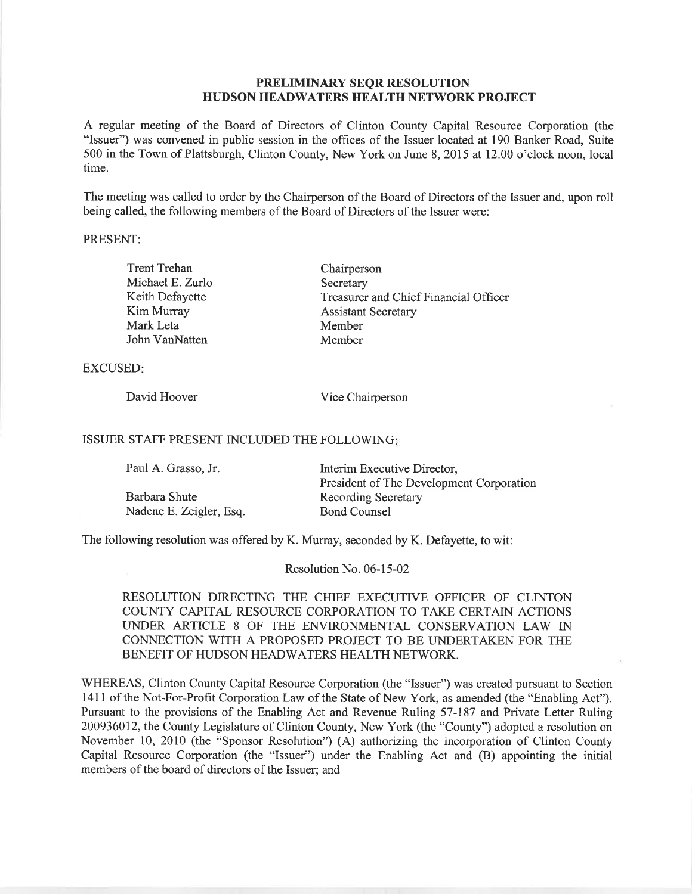# PRELIMINARY SEQR RESOLUTION
# HUDSON HEADWATERS HEALTH NETWORK PROJECT

A regular meeting of the Board of Directors of Clinton County Capital Resource Corporation (the "Issuer") was convened in public session in the offices of the Issuer located at 190 Banker Road, Suite 500 in the Town of Plattsburgh, Clinton County, New York on June 8, 2015 at 12:00 o'clock noon, local time.

The meeting was called to order by the Chairperson of the Board of Directors of the Issuer and, upon roll being called, the following members of the Board of Directors of the Issuer were:

PRESENT:

| | |
|---|---|
| Trent Trehan | Chairperson |
| Michael E. Zurlo | Secretary |
| Keith Defayette | Treasurer and Chief Financial Officer |
| Kim Murray | Assistant Secretary |
| Mark Leta | Member |
| John VanNatten | Member |

EXCUSED:

| | |
|---|---|
| David Hoover | Vice Chairperson |

ISSUER STAFF PRESENT INCLUDED THE FOLLOWING:

| | |
|---|---|
| Paul A. Grasso, Jr. | Interim Executive Director, President of The Development Corporation |
| Barbara Shute | Recording Secretary |
| Nadene E. Zeigler, Esq. | Bond Counsel |

The following resolution was offered by K. Murray, seconded by K. Defayette, to wit:

Resolution No. 06-15-02

RESOLUTION DIRECTING THE CHIEF EXECUTIVE OFFICER OF CLINTON COUNTY CAPITAL RESOURCE CORPORATION TO TAKE CERTAIN ACTIONS UNDER ARTICLE 8 OF THE ENVIRONMENTAL CONSERVATION LAW IN CONNECTION WITH A PROPOSED PROJECT TO BE UNDERTAKEN FOR THE BENEFIT OF HUDSON HEADWATERS HEALTH NETWORK.

WHEREAS, Clinton County Capital Resource Corporation (the "Issuer") was created pursuant to Section 1411 of the Not-For-Profit Corporation Law of the State of New York, as amended (the "Enabling Act"). Pursuant to the provisions of the Enabling Act and Revenue Ruling 57-187 and Private Letter Ruling 200936012, the County Legislature of Clinton County, New York (the "County") adopted a resolution on November 10, 2010 (the "Sponsor Resolution") (A) authorizing the incorporation of Clinton County Capital Resource Corporation (the "Issuer") under the Enabling Act and (B) appointing the initial members of the board of directors of the Issuer; and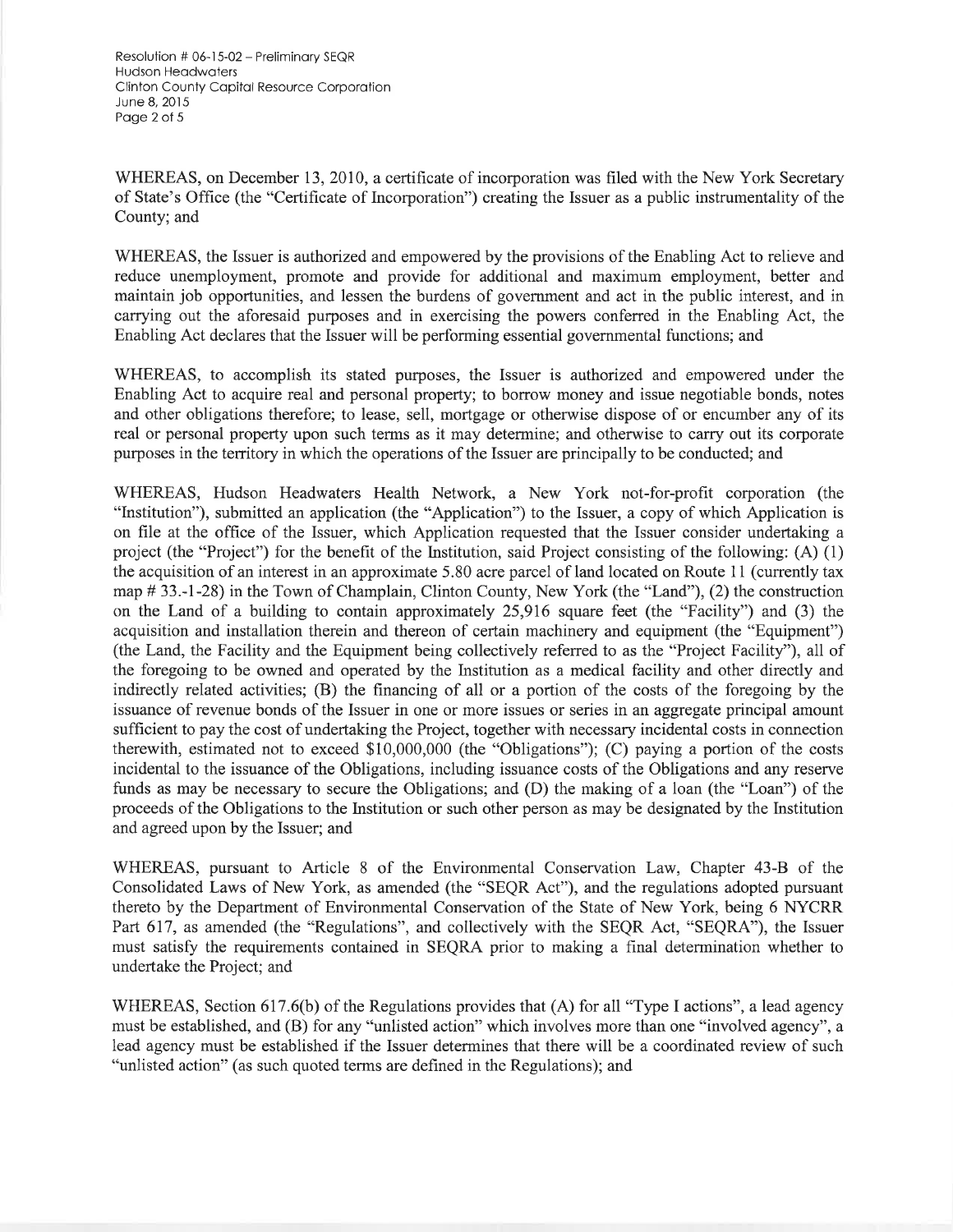WHEREAS, on December 13, 2010, a certificate of incorporation was filed with the New York Secretary of State's Office (the "Certificate of Incorporation") creating the Issuer as a public instrumentality of the County; and

WHEREAS, the Issuer is authorized and empowered by the provisions of the Enabling Act to relieve and reduce unemployment, promote and provide for additional and maximum employment, better and maintain job opportunities, and lessen the burdens of government and act in the public interest, and in carrying out the aforesaid purposes and in exercising the powers conferred in the Enabling Act, the Enabling Act declares that the Issuer will be performing essential governmental functions; and

WHEREAS, to accomplish its stated purposes, the Issuer is authorized and empowered under the Enabling Act to acquire real and personal property; to borrow money and issue negotiable bonds, notes and other obligations therefore; to lease, sell, mortgage or otherwise dispose of or encumber any of its real or personal property upon such terms as it may determine; and otherwise to carry out its corporate purposes in the territory in which the operations of the Issuer are principally to be conducted; and

WHEREAS, Hudson Headwaters Health Network, a New York not-for-profit corporation (the "Institution"), submitted an application (the "Application") to the Issuer, a copy of which Application is on file at the office of the Issuer, which Application requested that the Issuer consider undertaking a project (the "Project") for the benefit of the Institution, said Project consisting of the following: (A) (1) the acquisition of an interest in an approximate 5.80 acre parcel of land located on Route 11 (currently tax map # 33.-1-28) in the Town of Champlain, Clinton County, New York (the "Land"), (2) the construction on the Land of a building to contain approximately 25,916 square feet (the "Facility") and (3) the acquisition and installation therein and thereon of certain machinery and equipment (the "Equipment") (the Land, the Facility and the Equipment being collectively referred to as the "Project Facility"), all of the foregoing to be owned and operated by the Institution as a medical facility and other directly and indirectly related activities; (B) the financing of all or a portion of the costs of the foregoing by the issuance of revenue bonds of the Issuer in one or more issues or series in an aggregate principal amount sufficient to pay the cost of undertaking the Project, together with necessary incidental costs in connection therewith, estimated not to exceed $10,000,000 (the "Obligations"); (C) paying a portion of the costs incidental to the issuance of the Obligations, including issuance costs of the Obligations and any reserve funds as may be necessary to secure the Obligations; and (D) the making of a loan (the "Loan") of the proceeds of the Obligations to the Institution or such other person as may be designated by the Institution and agreed upon by the Issuer; and

WHEREAS, pursuant to Article 8 of the Environmental Conservation Law, Chapter 43-B of the Consolidated Laws of New York, as amended (the "SEQR Act"), and the regulations adopted pursuant thereto by the Department of Environmental Conservation of the State of New York, being 6 NYCRR Part 617, as amended (the "Regulations", and collectively with the SEQR Act, "SEQRA"), the Issuer must satisfy the requirements contained in SEQRA prior to making a final determination whether to undertake the Project; and

WHEREAS, Section 617.6(b) of the Regulations provides that (A) for all "Type I actions", a lead agency must be established, and (B) for any "unlisted action" which involves more than one "involved agency", a lead agency must be established if the Issuer determines that there will be a coordinated review of such "unlisted action" (as such quoted terms are defined in the Regulations); and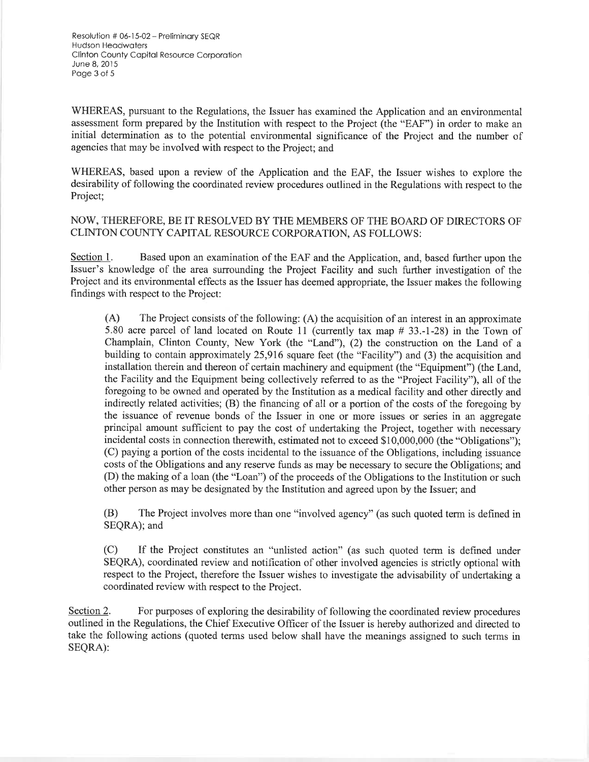WHEREAS, pursuant to the Regulations, the Issuer has examined the Application and an environmental assessment form prepared by the Institution with respect to the Project (the "EAF") in order to make an initial determination as to the potential environmental significance of the Project and the number of agencies that may be involved with respect to the Project; and

WHEREAS, based upon a review of the Application and the EAF, the Issuer wishes to explore the desirability of following the coordinated review procedures outlined in the Regulations with respect to the Project;

NOW, THEREFORE, BE IT RESOLVED BY THE MEMBERS OF THE BOARD OF DIRECTORS OF CLINTON COUNTY CAPITAL RESOURCE CORPORATION, AS FOLLOWS:

Section 1. Based upon an examination of the EAF and the Application, and, based further upon the Issuer's knowledge of the area surrounding the Project Facility and such further investigation of the Project and its environmental effects as the Issuer has deemed appropriate, the Issuer makes the following findings with respect to the Project:

(A) The Project consists of the following: (A) the acquisition of an interest in an approximate 5.80 acre parcel of land located on Route 11 (currently tax map # 33.-1-28) in the Town of Champlain, Clinton County, New York (the "Land"), (2) the construction on the Land of a building to contain approximately 25,916 square feet (the "Facility") and (3) the acquisition and installation therein and thereon of certain machinery and equipment (the "Equipment") (the Land, the Facility and the Equipment being collectively referred to as the "Project Facility"), all of the foregoing to be owned and operated by the Institution as a medical facility and other directly and indirectly related activities; (B) the financing of all or a portion of the costs of the foregoing by the issuance of revenue bonds of the Issuer in one or more issues or series in an aggregate principal amount sufficient to pay the cost of undertaking the Project, together with necessary incidental costs in connection therewith, estimated not to exceed $10,000,000 (the "Obligations"); (C) paying a portion of the costs incidental to the issuance of the Obligations, including issuance costs of the Obligations and any reserve funds as may be necessary to secure the Obligations; and (D) the making of a loan (the "Loan") of the proceeds of the Obligations to the Institution or such other person as may be designated by the Institution and agreed upon by the Issuer; and

(B) The Project involves more than one "involved agency" (as such quoted term is defined in SEQRA); and

(C) If the Project constitutes an "unlisted action" (as such quoted term is defined under SEQRA), coordinated review and notification of other involved agencies is strictly optional with respect to the Project, therefore the Issuer wishes to investigate the advisability of undertaking a coordinated review with respect to the Project.

Section 2. For purposes of exploring the desirability of following the coordinated review procedures outlined in the Regulations, the Chief Executive Officer of the Issuer is hereby authorized and directed to take the following actions (quoted terms used below shall have the meanings assigned to such terms in SEQRA):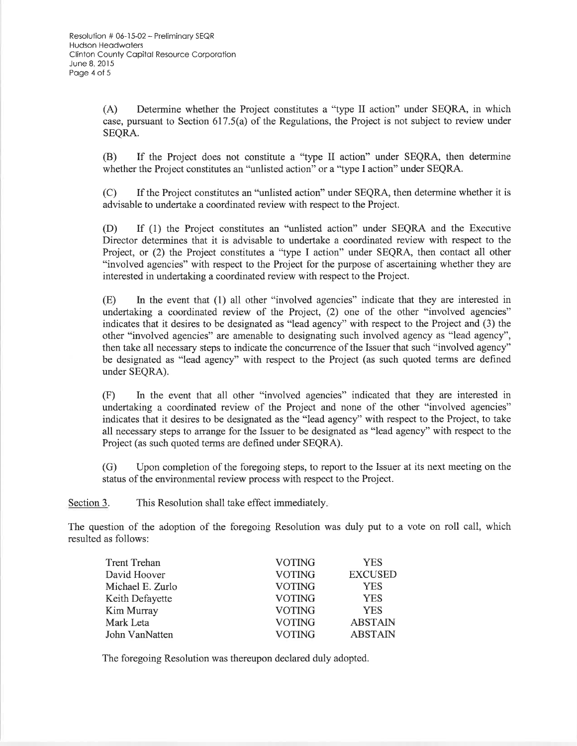(A) Determine whether the Project constitutes a "type II action" under SEQRA, in which case, pursuant to Section 617.5(a) of the Regulations, the Project is not subject to review under SEQRA.

(B) If the Project does not constitute a "type II action" under SEQRA, then determine whether the Project constitutes an "unlisted action" or a "type I action" under SEQRA.

(C) If the Project constitutes an "unlisted action" under SEQRA, then determine whether it is advisable to undertake a coordinated review with respect to the Project.

(D) If (1) the Project constitutes an "unlisted action" under SEQRA and the Executive Director determines that it is advisable to undertake a coordinated review with respect to the Project, or (2) the Project constitutes a "type I action" under SEQRA, then contact all other "involved agencies" with respect to the Project for the purpose of ascertaining whether they are interested in undertaking a coordinated review with respect to the Project.

(E) In the event that (1) all other "involved agencies" indicate that they are interested in undertaking a coordinated review of the Project, (2) one of the other "involved agencies" indicates that it desires to be designated as "lead agency" with respect to the Project and (3) the other "involved agencies" are amenable to designating such involved agency as "lead agency", then take all necessary steps to indicate the concurrence of the Issuer that such "involved agency" be designated as "lead agency" with respect to the Project (as such quoted terms are defined under SEQRA).

(F) In the event that all other "involved agencies" indicated that they are interested in undertaking a coordinated review of the Project and none of the other "involved agencies" indicates that it desires to be designated as the "lead agency" with respect to the Project, to take all necessary steps to arrange for the Issuer to be designated as "lead agency" with respect to the Project (as such quoted terms are defined under SEQRA).

(G) Upon completion of the foregoing steps, to report to the Issuer at its next meeting on the status of the environmental review process with respect to the Project.

Section 3. This Resolution shall take effect immediately.

The question of the adoption of the foregoing Resolution was duly put to a vote on roll call, which resulted as follows:

| | | |
|---|---|---|
| Trent Trehan | VOTING | YES |
| David Hoover | VOTING | EXCUSED |
| Michael E. Zurlo | VOTING | YES |
| Keith Defayette | VOTING | YES |
| Kim Murray | VOTING | YES |
| Mark Leta | VOTING | ABSTAIN |
| John VanNatten | VOTING | ABSTAIN |

The foregoing Resolution was thereupon declared duly adopted.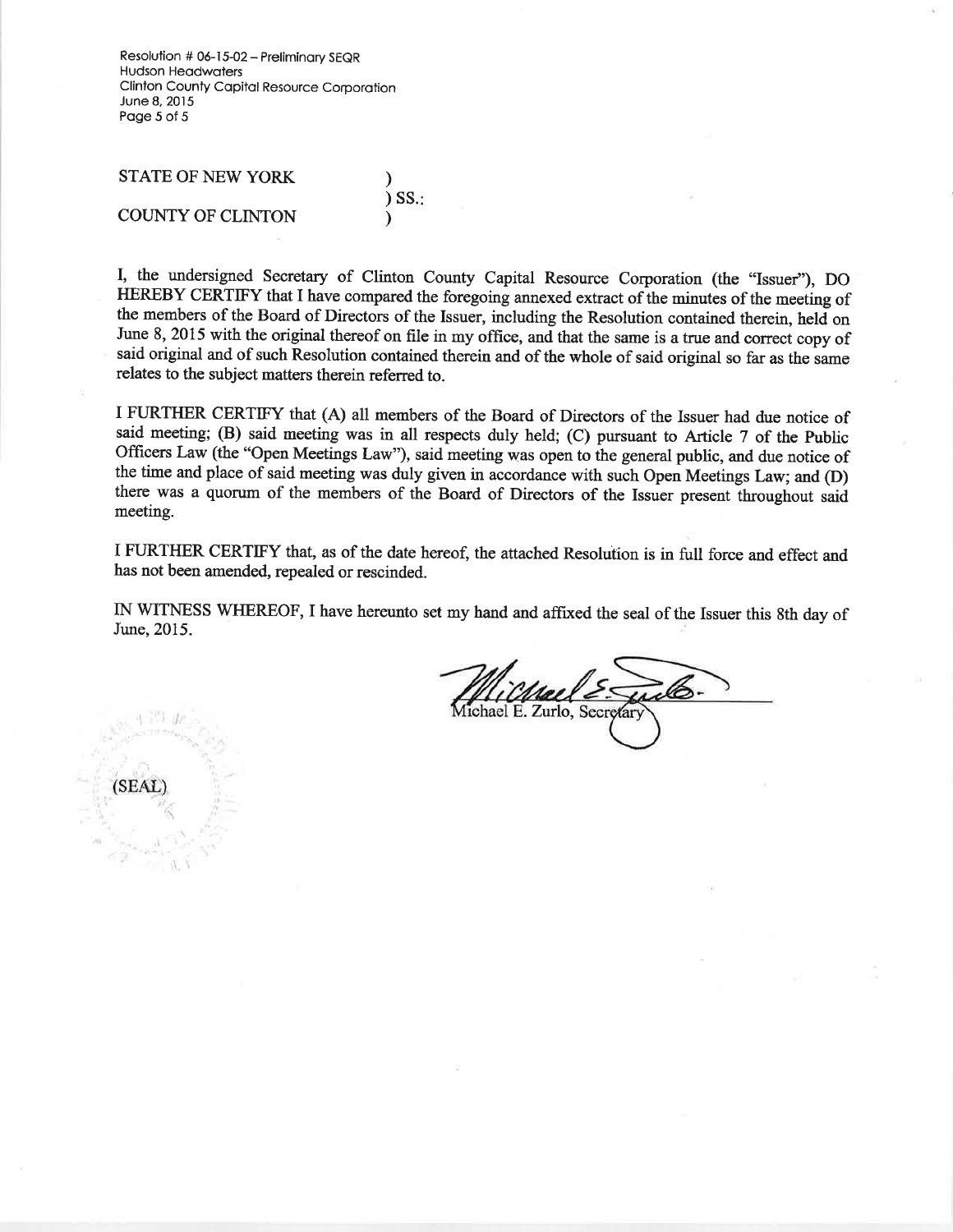STATE OF NEW YORK ) 
) SS.: 
COUNTY OF CLINTON )

I, the undersigned Secretary of Clinton County Capital Resource Corporation (the "Issuer"), DO HEREBY CERTIFY that I have compared the foregoing annexed extract of the minutes of the meeting of the members of the Board of Directors of the Issuer, including the Resolution contained therein, held on June 8, 2015 with the original thereof on file in my office, and that the same is a true and correct copy of said original and of such Resolution contained therein and of the whole of said original so far as the same relates to the subject matters therein referred to.

I FURTHER CERTIFY that (A) all members of the Board of Directors of the Issuer had due notice of said meeting; (B) said meeting was in all respects duly held; (C) pursuant to Article 7 of the Public Officers Law (the "Open Meetings Law"), said meeting was open to the general public, and due notice of the time and place of said meeting was duly given in accordance with such Open Meetings Law; and (D) there was a quorum of the members of the Board of Directors of the Issuer present throughout said meeting.

I FURTHER CERTIFY that, as of the date hereof, the attached Resolution is in full force and effect and has not been amended, repealed or rescinded.

IN WITNESS WHEREOF, I have hereunto set my hand and affixed the seal of the Issuer this 8th day of June, 2015.

Michael E. Zurlo, Secretary

(SEAL)